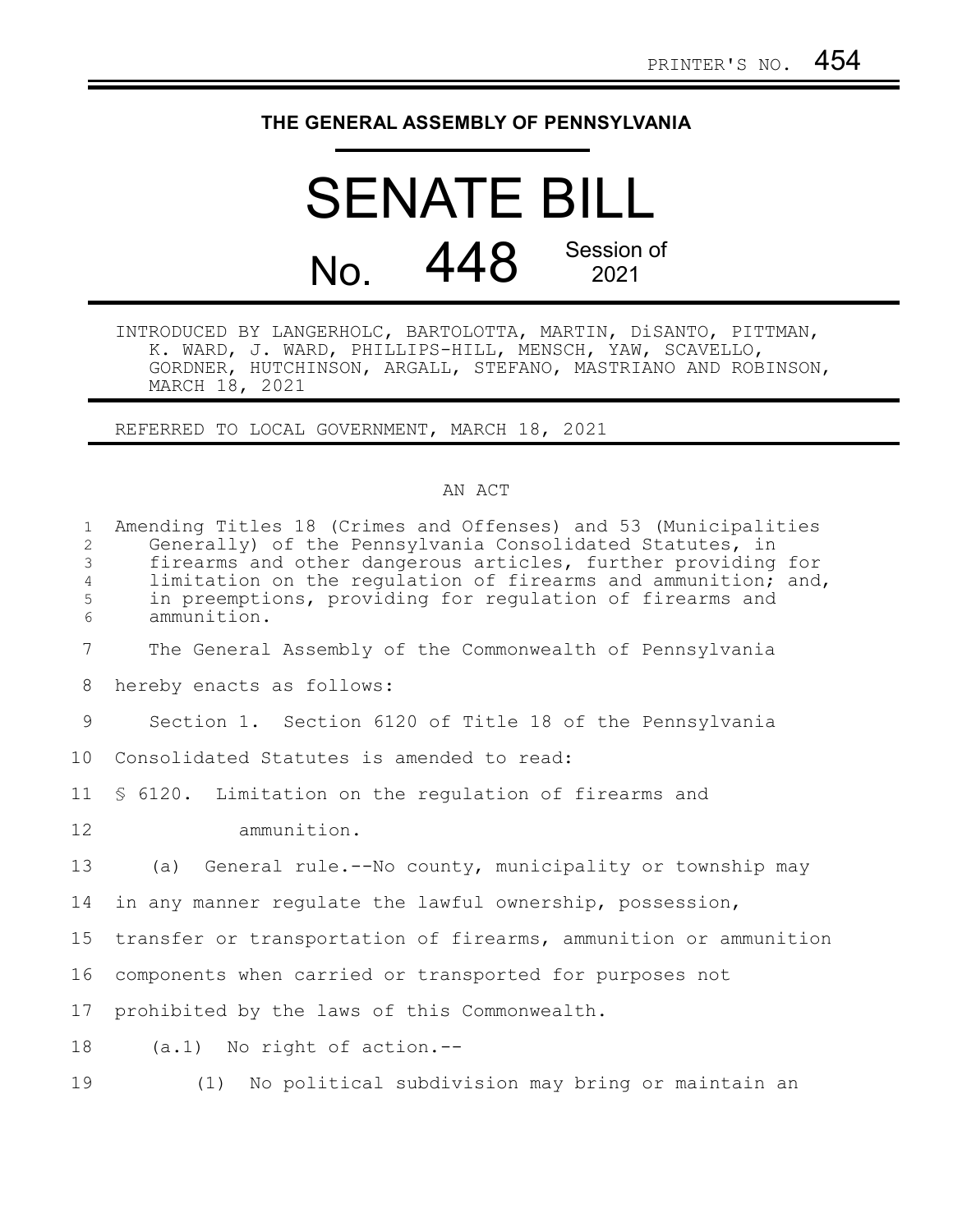PRINTER'S NO. 454

# THE GENERAL ASSEMBLY OF PENNSYLVANIA

# SENATE BILL

# No. 448 Session of 2021

INTRODUCED BY LANGERHOLC, BARTOLOTTA, MARTIN, DiSANTO, PITTMAN, K. WARD, J. WARD, PHILLIPS-HILL, MENSCH, YAW, SCAVELLO, GORDNER, HUTCHINSON, ARGALL, STEFANO, MASTRIANO AND ROBINSON, MARCH 18, 2021

REFERRED TO LOCAL GOVERNMENT, MARCH 18, 2021

AN ACT

Amending Titles 18 (Crimes and Offenses) and 53 (Municipalities Generally) of the Pennsylvania Consolidated Statutes, in firearms and other dangerous articles, further providing for limitation on the regulation of firearms and ammunition; and, in preemptions, providing for regulation of firearms and ammunition.

The General Assembly of the Commonwealth of Pennsylvania hereby enacts as follows:

Section 1. Section 6120 of Title 18 of the Pennsylvania Consolidated Statutes is amended to read:

§ 6120. Limitation on the regulation of firearms and ammunition.

(a) General rule.--No county, municipality or township may in any manner regulate the lawful ownership, possession, transfer or transportation of firearms, ammunition or ammunition components when carried or transported for purposes not prohibited by the laws of this Commonwealth.

(a.1) No right of action.--

(1) No political subdivision may bring or maintain an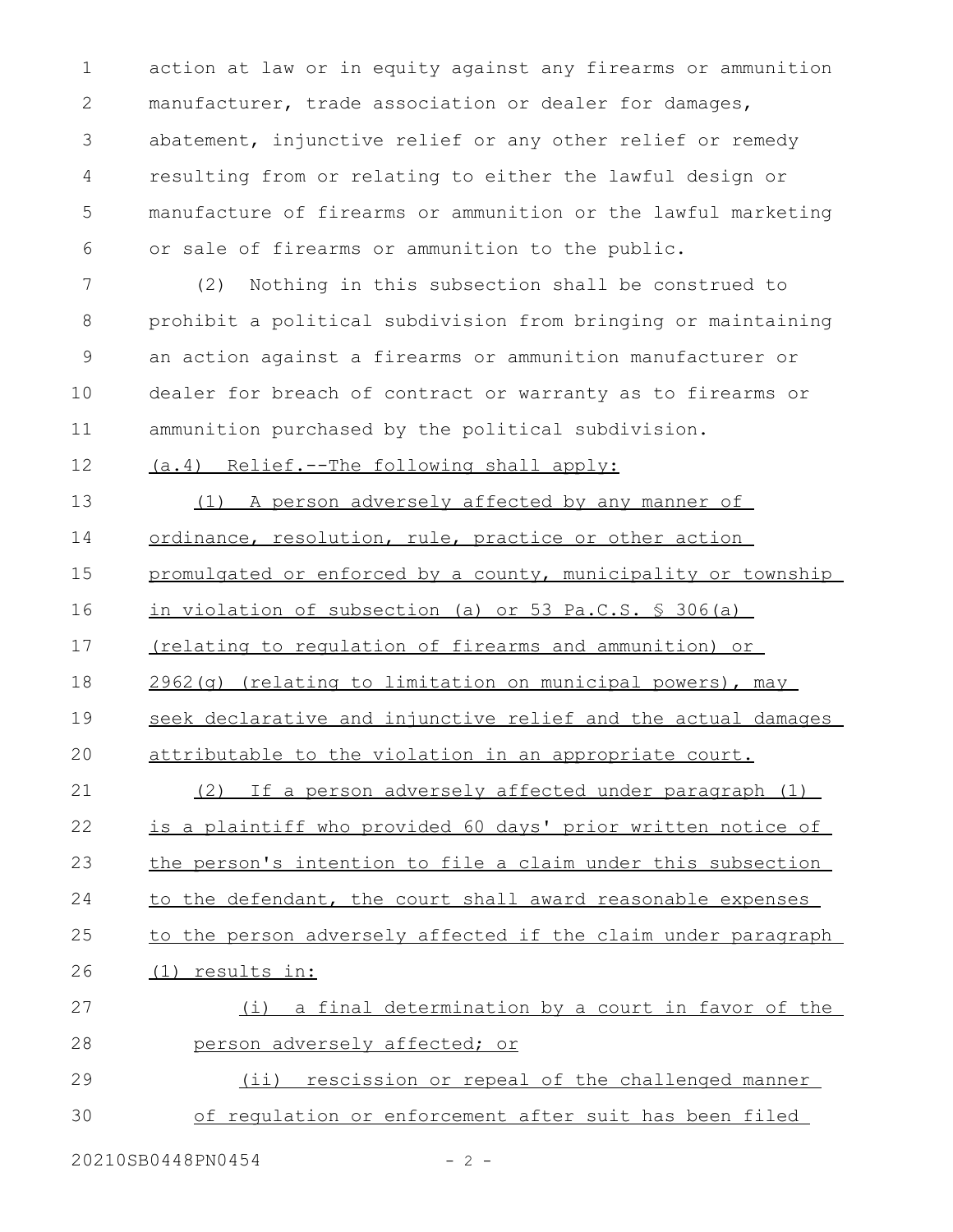action at law or in equity against any firearms or ammunition manufacturer, trade association or dealer for damages, abatement, injunctive relief or any other relief or remedy resulting from or relating to either the lawful design or manufacture of firearms or ammunition or the lawful marketing or sale of firearms or ammunition to the public.

(2) Nothing in this subsection shall be construed to prohibit a political subdivision from bringing or maintaining an action against a firearms or ammunition manufacturer or dealer for breach of contract or warranty as to firearms or ammunition purchased by the political subdivision.

(a.4) Relief.--The following shall apply:

(1) A person adversely affected by any manner of ordinance, resolution, rule, practice or other action promulgated or enforced by a county, municipality or township in violation of subsection (a) or 53 Pa.C.S. § 306(a) (relating to regulation of firearms and ammunition) or 2962(g) (relating to limitation on municipal powers), may seek declarative and injunctive relief and the actual damages attributable to the violation in an appropriate court.

(2) If a person adversely affected under paragraph (1) is a plaintiff who provided 60 days' prior written notice of the person's intention to file a claim under this subsection to the defendant, the court shall award reasonable expenses to the person adversely affected if the claim under paragraph (1) results in:

(i) a final determination by a court in favor of the person adversely affected; or

(ii) rescission or repeal of the challenged manner of regulation or enforcement after suit has been filed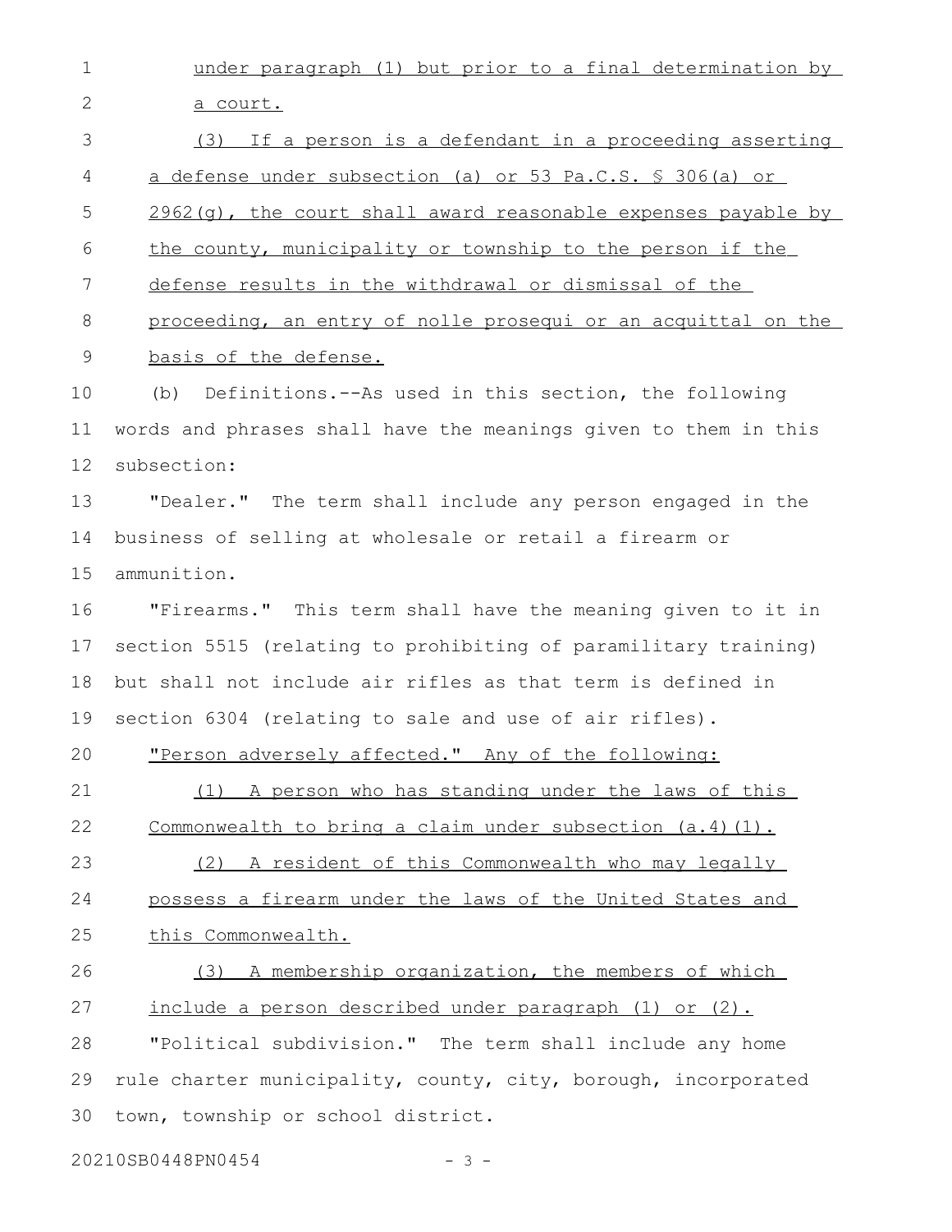under paragraph (1) but prior to a final determination by a court.

(3) If a person is a defendant in a proceeding asserting a defense under subsection (a) or 53 Pa.C.S. § 306(a) or 2962(g), the court shall award reasonable expenses payable by the county, municipality or township to the person if the defense results in the withdrawal or dismissal of the proceeding, an entry of nolle prosequi or an acquittal on the basis of the defense.

(b) Definitions.--As used in this section, the following words and phrases shall have the meanings given to them in this subsection:

"Dealer." The term shall include any person engaged in the business of selling at wholesale or retail a firearm or ammunition.

"Firearms." This term shall have the meaning given to it in section 5515 (relating to prohibiting of paramilitary training) but shall not include air rifles as that term is defined in section 6304 (relating to sale and use of air rifles).

"Person adversely affected." Any of the following:

(1) A person who has standing under the laws of this Commonwealth to bring a claim under subsection (a.4)(1).

(2) A resident of this Commonwealth who may legally possess a firearm under the laws of the United States and this Commonwealth.

(3) A membership organization, the members of which include a person described under paragraph (1) or (2).

"Political subdivision." The term shall include any home rule charter municipality, county, city, borough, incorporated town, township or school district.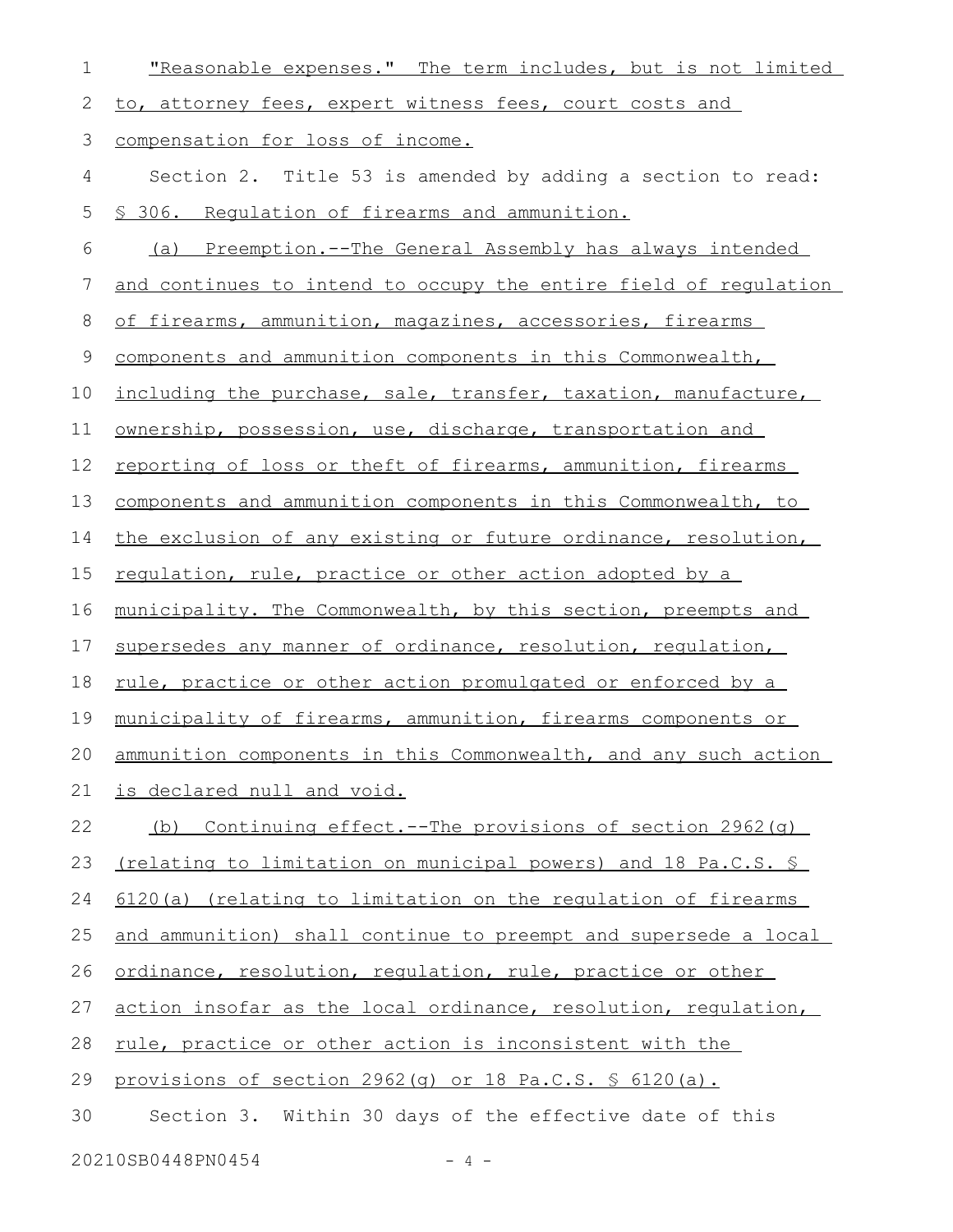"Reasonable expenses." The term includes, but is not limited to, attorney fees, expert witness fees, court costs and compensation for loss of income.

Section 2. Title 53 is amended by adding a section to read:

§ 306. Regulation of firearms and ammunition.

(a) Preemption.--The General Assembly has always intended and continues to intend to occupy the entire field of regulation of firearms, ammunition, magazines, accessories, firearms components and ammunition components in this Commonwealth, including the purchase, sale, transfer, taxation, manufacture, ownership, possession, use, discharge, transportation and reporting of loss or theft of firearms, ammunition, firearms components and ammunition components in this Commonwealth, to the exclusion of any existing or future ordinance, resolution, regulation, rule, practice or other action adopted by a municipality. The Commonwealth, by this section, preempts and supersedes any manner of ordinance, resolution, regulation, rule, practice or other action promulgated or enforced by a municipality of firearms, ammunition, firearms components or ammunition components in this Commonwealth, and any such action is declared null and void.

(b) Continuing effect.--The provisions of section 2962(g) (relating to limitation on municipal powers) and 18 Pa.C.S. § 6120(a) (relating to limitation on the regulation of firearms and ammunition) shall continue to preempt and supersede a local ordinance, resolution, regulation, rule, practice or other action insofar as the local ordinance, resolution, regulation, rule, practice or other action is inconsistent with the provisions of section 2962(g) or 18 Pa.C.S. § 6120(a).

Section 3. Within 30 days of the effective date of this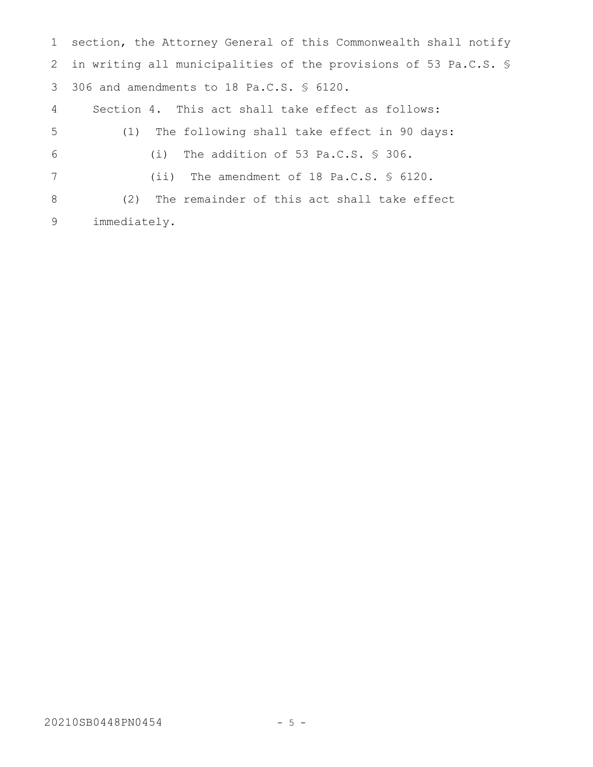section, the Attorney General of this Commonwealth shall notify in writing all municipalities of the provisions of 53 Pa.C.S. § 306 and amendments to 18 Pa.C.S. § 6120.

Section 4. This act shall take effect as follows:

(1) The following shall take effect in 90 days:

(i) The addition of 53 Pa.C.S. § 306.

(ii) The amendment of 18 Pa.C.S. § 6120.

(2) The remainder of this act shall take effect immediately.